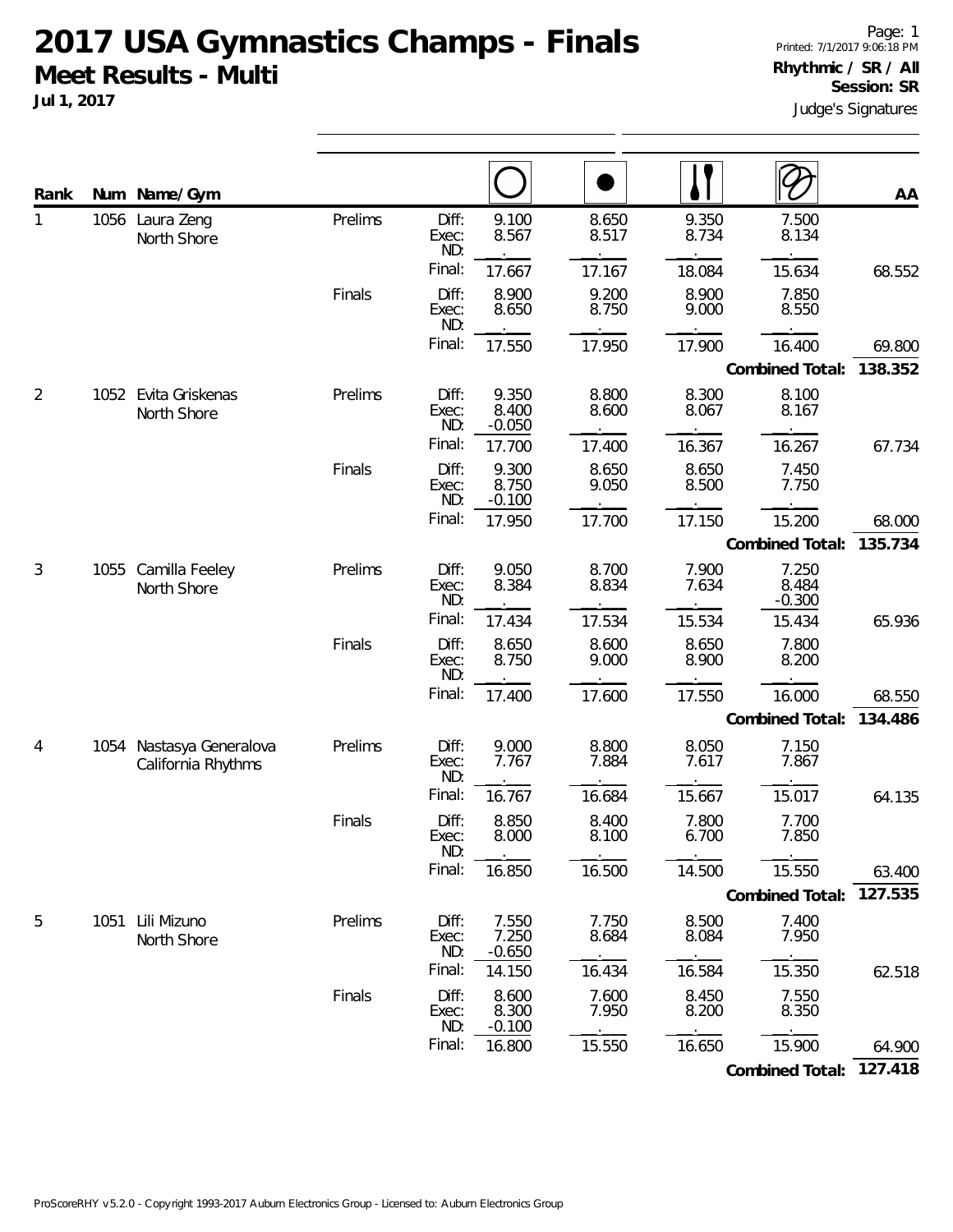# 2017 USA Gymnastics Champs - Finals

**Meet Results - Multi**

**Jul 1, 2017**

Printed: 7/1/2017 9:06:18 PM

**Rhythmic / SR / All**

**Session: SR**

Judge's Signatures

| Rank | Num | Name/Gym | Session | | Hoop | Ball | Clubs | Ribbon | AA |
|---|---|---|---|---|---|---|---|---|---|
| 1 | 1056 | Laura Zeng, North Shore | Prelims | Diff: | 9.100 | 8.650 | 9.350 | 7.500 | |
| | | | | Exec: | 8.567 | 8.517 | 8.734 | 8.134 | |
| | | | | ND: | . | . | . | . | |
| | | | | Final: | 17.667 | 17.167 | 18.084 | 15.634 | 68.552 |
| | | | Finals | Diff: | 8.900 | 9.200 | 8.900 | 7.850 | |
| | | | | Exec: | 8.650 | 8.750 | 9.000 | 8.550 | |
| | | | | ND: | . | . | . | . | |
| | | | | Final: | 17.550 | 17.950 | 17.900 | 16.400 | 69.800 |
| | | | | | | | | **Combined Total:** | **138.352** |
| 2 | 1052 | Evita Griskenas, North Shore | Prelims | Diff: | 9.350 | 8.800 | 8.300 | 8.100 | |
| | | | | Exec: | 8.400 | 8.600 | 8.067 | 8.167 | |
| | | | | ND: | -0.050 | . | . | . | |
| | | | | Final: | 17.700 | 17.400 | 16.367 | 16.267 | 67.734 |
| | | | Finals | Diff: | 9.300 | 8.650 | 8.650 | 7.450 | |
| | | | | Exec: | 8.750 | 9.050 | 8.500 | 7.750 | |
| | | | | ND: | -0.100 | . | . | . | |
| | | | | Final: | 17.950 | 17.700 | 17.150 | 15.200 | 68.000 |
| | | | | | | | | **Combined Total:** | **135.734** |
| 3 | 1055 | Camilla Feeley, North Shore | Prelims | Diff: | 9.050 | 8.700 | 7.900 | 7.250 | |
| | | | | Exec: | 8.384 | 8.834 | 7.634 | 8.484 | |
| | | | | ND: | . | . | . | -0.300 | |
| | | | | Final: | 17.434 | 17.534 | 15.534 | 15.434 | 65.936 |
| | | | Finals | Diff: | 8.650 | 8.600 | 8.650 | 7.800 | |
| | | | | Exec: | 8.750 | 9.000 | 8.900 | 8.200 | |
| | | | | ND: | . | . | . | . | |
| | | | | Final: | 17.400 | 17.600 | 17.550 | 16.000 | 68.550 |
| | | | | | | | | **Combined Total:** | **134.486** |
| 4 | 1054 | Nastasya Generalova, California Rhythms | Prelims | Diff: | 9.000 | 8.800 | 8.050 | 7.150 | |
| | | | | Exec: | 7.767 | 7.884 | 7.617 | 7.867 | |
| | | | | ND: | . | . | . | . | |
| | | | | Final: | 16.767 | 16.684 | 15.667 | 15.017 | 64.135 |
| | | | Finals | Diff: | 8.850 | 8.400 | 7.800 | 7.700 | |
| | | | | Exec: | 8.000 | 8.100 | 6.700 | 7.850 | |
| | | | | ND: | . | . | . | . | |
| | | | | Final: | 16.850 | 16.500 | 14.500 | 15.550 | 63.400 |
| | | | | | | | | **Combined Total:** | **127.535** |
| 5 | 1051 | Lili Mizuno, North Shore | Prelims | Diff: | 7.550 | 7.750 | 8.500 | 7.400 | |
| | | | | Exec: | 7.250 | 8.684 | 8.084 | 7.950 | |
| | | | | ND: | -0.650 | . | . | . | |
| | | | | Final: | 14.150 | 16.434 | 16.584 | 15.350 | 62.518 |
| | | | Finals | Diff: | 8.600 | 7.600 | 8.450 | 7.550 | |
| | | | | Exec: | 8.300 | 7.950 | 8.200 | 8.350 | |
| | | | | ND: | -0.100 | . | . | . | |
| | | | | Final: | 16.800 | 15.550 | 16.650 | 15.900 | 64.900 |
| | | | | | | | | **Combined Total:** | **127.418** |

ProScoreRHY v5.2.0 - Copyright 1993-2017 Auburn Electronics Group - Licensed to: Auburn Electronics Group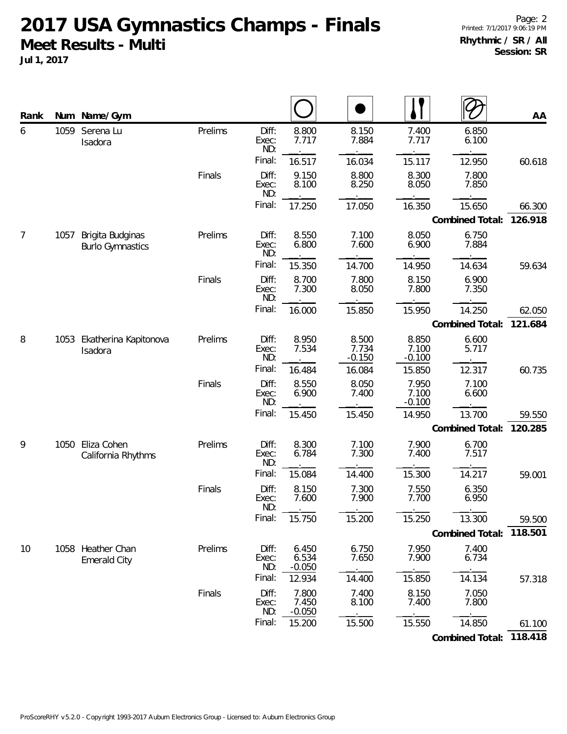# 2017 USA Gymnastics Champs - Finals

**Meet Results - Multi**

**Jul 1, 2017**

**Rhythmic / SR / All**
**Session: SR**

| Rank | Num | Name/Gym | | | Hoop | Ball | Clubs | Ribbon | AA |
|---|---|---|---|---|---|---|---|---|---|
| 6 | 1059 | Serena Lu<br>Isadora | Prelims | Diff: | 8.800 | 8.150 | 7.400 | 6.850 | |
| | | | | Exec: | 7.717 | 7.884 | 7.717 | 6.100 | |
| | | | | ND: | . | . | . | . | |
| | | | | Final: | 16.517 | 16.034 | 15.117 | 12.950 | 60.618 |
| | | | Finals | Diff: | 9.150 | 8.800 | 8.300 | 7.800 | |
| | | | | Exec: | 8.100 | 8.250 | 8.050 | 7.850 | |
| | | | | ND: | . | . | . | . | |
| | | | | Final: | 17.250 | 17.050 | 16.350 | 15.650 | 66.300 |
| | | | | | | | | **Combined Total:** | **126.918** |
| 7 | 1057 | Brigita Budginas<br>Burlo Gymnastics | Prelims | Diff: | 8.550 | 7.100 | 8.050 | 6.750 | |
| | | | | Exec: | 6.800 | 7.600 | 6.900 | 7.884 | |
| | | | | ND: | . | . | . | . | |
| | | | | Final: | 15.350 | 14.700 | 14.950 | 14.634 | 59.634 |
| | | | Finals | Diff: | 8.700 | 7.800 | 8.150 | 6.900 | |
| | | | | Exec: | 7.300 | 8.050 | 7.800 | 7.350 | |
| | | | | ND: | . | . | . | . | |
| | | | | Final: | 16.000 | 15.850 | 15.950 | 14.250 | 62.050 |
| | | | | | | | | **Combined Total:** | **121.684** |
| 8 | 1053 | Ekatherina Kapitonova<br>Isadora | Prelims | Diff: | 8.950 | 8.500 | 8.850 | 6.600 | |
| | | | | Exec: | 7.534 | 7.734 | 7.100 | 5.717 | |
| | | | | ND: | . | -0.150 | -0.100 | . | |
| | | | | Final: | 16.484 | 16.084 | 15.850 | 12.317 | 60.735 |
| | | | Finals | Diff: | 8.550 | 8.050 | 7.950 | 7.100 | |
| | | | | Exec: | 6.900 | 7.400 | 7.100 | 6.600 | |
| | | | | ND: | . | . | -0.100 | . | |
| | | | | Final: | 15.450 | 15.450 | 14.950 | 13.700 | 59.550 |
| | | | | | | | | **Combined Total:** | **120.285** |
| 9 | 1050 | Eliza Cohen<br>California Rhythms | Prelims | Diff: | 8.300 | 7.100 | 7.900 | 6.700 | |
| | | | | Exec: | 6.784 | 7.300 | 7.400 | 7.517 | |
| | | | | ND: | . | . | . | . | |
| | | | | Final: | 15.084 | 14.400 | 15.300 | 14.217 | 59.001 |
| | | | Finals | Diff: | 8.150 | 7.300 | 7.550 | 6.350 | |
| | | | | Exec: | 7.600 | 7.900 | 7.700 | 6.950 | |
| | | | | ND: | . | . | . | . | |
| | | | | Final: | 15.750 | 15.200 | 15.250 | 13.300 | 59.500 |
| | | | | | | | | **Combined Total:** | **118.501** |
| 10 | 1058 | Heather Chan<br>Emerald City | Prelims | Diff: | 6.450 | 6.750 | 7.950 | 7.400 | |
| | | | | Exec: | 6.534 | 7.650 | 7.900 | 6.734 | |
| | | | | ND: | -0.050 | . | . | . | |
| | | | | Final: | 12.934 | 14.400 | 15.850 | 14.134 | 57.318 |
| | | | Finals | Diff: | 7.800 | 7.400 | 8.150 | 7.050 | |
| | | | | Exec: | 7.450 | 8.100 | 7.400 | 7.800 | |
| | | | | ND: | -0.050 | . | . | . | |
| | | | | Final: | 15.200 | 15.500 | 15.550 | 14.850 | 61.100 |
| | | | | | | | | **Combined Total:** | **118.418** |

ProScoreRHY v5.2.0 - Copyright 1993-2017 Auburn Electronics Group - Licensed to: Auburn Electronics Group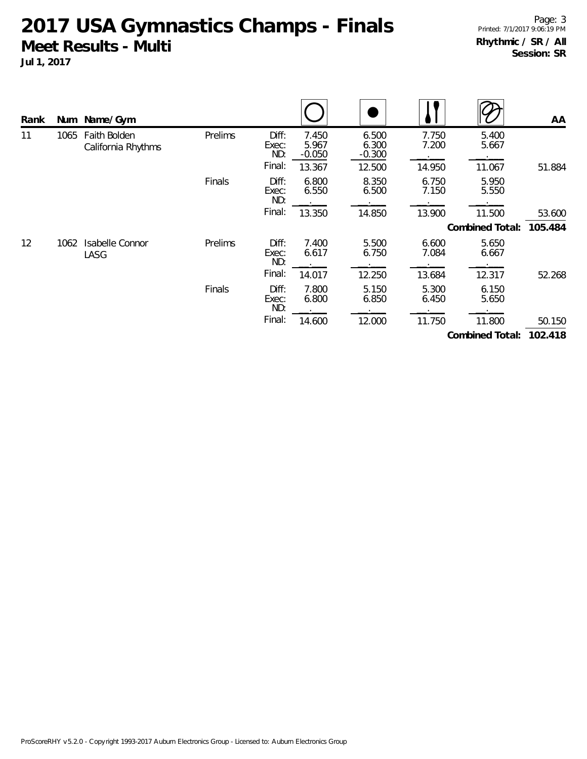# 2017 USA Gymnastics Champs - Finals

## Meet Results - Multi

**Jul 1, 2017**

**Rhythmic / SR / All**
**Session: SR**

| Rank | Num | Name/Gym | | | Hoop | Ball | Clubs | Ribbon | AA |
|---|---|---|---|---|---|---|---|---|---|
| 11 | 1065 | Faith Bolden<br>California Rhythms | Prelims | Diff: | 7.450 | 6.500 | 7.750 | 5.400 | |
| | | | | Exec: | 5.967 | 6.300 | 7.200 | 5.667 | |
| | | | | ND: | -0.050 | -0.300 | . | . | |
| | | | | Final: | 13.367 | 12.500 | 14.950 | 11.067 | 51.884 |
| | | | Finals | Diff: | 6.800 | 8.350 | 6.750 | 5.950 | |
| | | | | Exec: | 6.550 | 6.500 | 7.150 | 5.550 | |
| | | | | ND: | . | . | . | . | |
| | | | | Final: | 13.350 | 14.850 | 13.900 | 11.500 | 53.600 |
| | | | | | | | | **Combined Total:** | **105.484** |
| 12 | 1062 | Isabelle Connor<br>LASG | Prelims | Diff: | 7.400 | 5.500 | 6.600 | 5.650 | |
| | | | | Exec: | 6.617 | 6.750 | 7.084 | 6.667 | |
| | | | | ND: | . | . | . | . | |
| | | | | Final: | 14.017 | 12.250 | 13.684 | 12.317 | 52.268 |
| | | | Finals | Diff: | 7.800 | 5.150 | 5.300 | 6.150 | |
| | | | | Exec: | 6.800 | 6.850 | 6.450 | 5.650 | |
| | | | | ND: | . | . | . | . | |
| | | | | Final: | 14.600 | 12.000 | 11.750 | 11.800 | 50.150 |
| | | | | | | | | **Combined Total:** | **102.418** |

ProScoreRHY v5.2.0 - Copyright 1993-2017 Auburn Electronics Group - Licensed to: Auburn Electronics Group